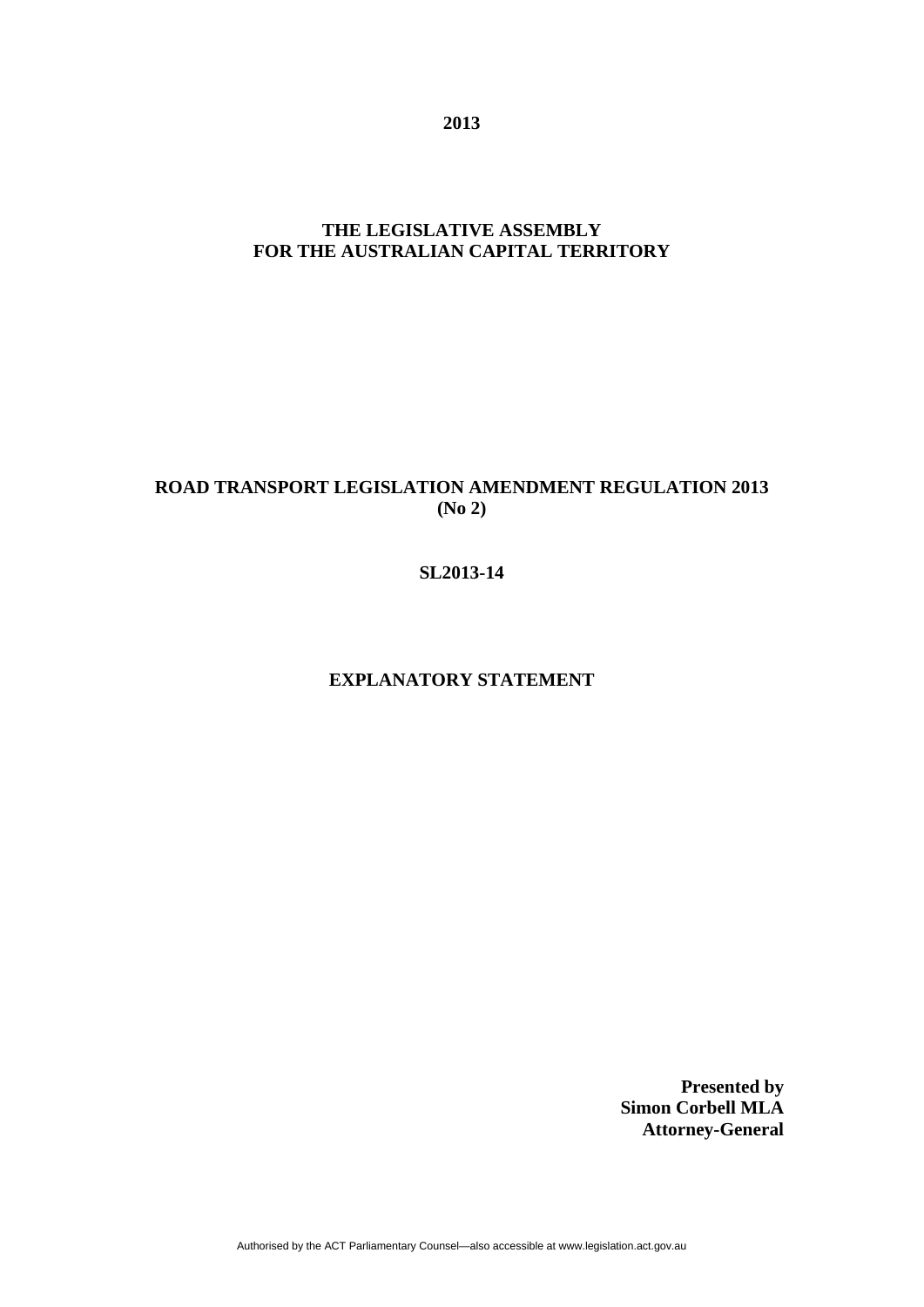**2013**

**THE LEGISLATIVE ASSEMBLY FOR THE AUSTRALIAN CAPITAL TERRITORY**

# ROAD TRANSPORT LEGISLATION AMENDMENT REGULATION 2013 (No 2)

**SL2013-14**

## EXPLANATORY STATEMENT

**Presented by**
**Simon Corbell MLA**
**Attorney-General**

Authorised by the ACT Parliamentary Counsel—also accessible at www.legislation.act.gov.au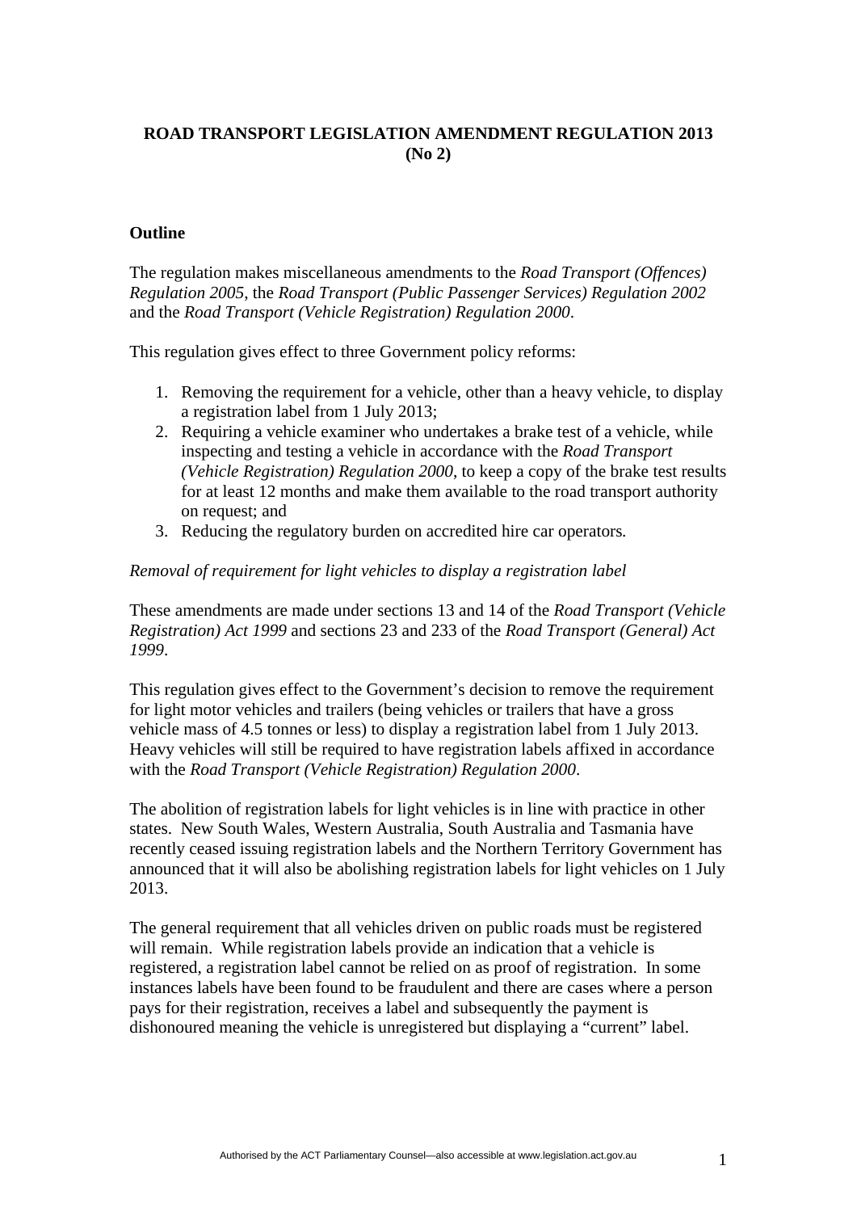**ROAD TRANSPORT LEGISLATION AMENDMENT REGULATION 2013 (No 2)**

## Outline

The regulation makes miscellaneous amendments to the *Road Transport (Offences) Regulation 2005*, the *Road Transport (Public Passenger Services) Regulation 2002* and the *Road Transport (Vehicle Registration) Regulation 2000*.

This regulation gives effect to three Government policy reforms:

1. Removing the requirement for a vehicle, other than a heavy vehicle, to display a registration label from 1 July 2013;
2. Requiring a vehicle examiner who undertakes a brake test of a vehicle, while inspecting and testing a vehicle in accordance with the *Road Transport (Vehicle Registration) Regulation 2000*, to keep a copy of the brake test results for at least 12 months and make them available to the road transport authority on request; and
3. Reducing the regulatory burden on accredited hire car operators.

*Removal of requirement for light vehicles to display a registration label*

These amendments are made under sections 13 and 14 of the *Road Transport (Vehicle Registration) Act 1999* and sections 23 and 233 of the *Road Transport (General) Act 1999*.

This regulation gives effect to the Government's decision to remove the requirement for light motor vehicles and trailers (being vehicles or trailers that have a gross vehicle mass of 4.5 tonnes or less) to display a registration label from 1 July 2013. Heavy vehicles will still be required to have registration labels affixed in accordance with the *Road Transport (Vehicle Registration) Regulation 2000*.

The abolition of registration labels for light vehicles is in line with practice in other states. New South Wales, Western Australia, South Australia and Tasmania have recently ceased issuing registration labels and the Northern Territory Government has announced that it will also be abolishing registration labels for light vehicles on 1 July 2013.

The general requirement that all vehicles driven on public roads must be registered will remain. While registration labels provide an indication that a vehicle is registered, a registration label cannot be relied on as proof of registration. In some instances labels have been found to be fraudulent and there are cases where a person pays for their registration, receives a label and subsequently the payment is dishonoured meaning the vehicle is unregistered but displaying a "current" label.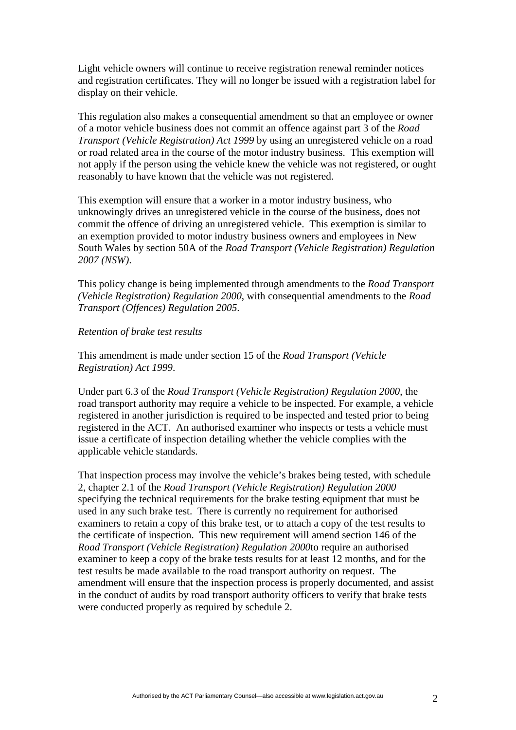Light vehicle owners will continue to receive registration renewal reminder notices and registration certificates. They will no longer be issued with a registration label for display on their vehicle.

This regulation also makes a consequential amendment so that an employee or owner of a motor vehicle business does not commit an offence against part 3 of the *Road Transport (Vehicle Registration) Act 1999* by using an unregistered vehicle on a road or road related area in the course of the motor industry business. This exemption will not apply if the person using the vehicle knew the vehicle was not registered, or ought reasonably to have known that the vehicle was not registered.

This exemption will ensure that a worker in a motor industry business, who unknowingly drives an unregistered vehicle in the course of the business, does not commit the offence of driving an unregistered vehicle. This exemption is similar to an exemption provided to motor industry business owners and employees in New South Wales by section 50A of the *Road Transport (Vehicle Registration) Regulation 2007 (NSW)*.

This policy change is being implemented through amendments to the *Road Transport (Vehicle Registration) Regulation 2000*, with consequential amendments to the *Road Transport (Offences) Regulation 2005*.

*Retention of brake test results*

This amendment is made under section 15 of the *Road Transport (Vehicle Registration) Act 1999*.

Under part 6.3 of the *Road Transport (Vehicle Registration) Regulation 2000*, the road transport authority may require a vehicle to be inspected. For example, a vehicle registered in another jurisdiction is required to be inspected and tested prior to being registered in the ACT. An authorised examiner who inspects or tests a vehicle must issue a certificate of inspection detailing whether the vehicle complies with the applicable vehicle standards.

That inspection process may involve the vehicle's brakes being tested, with schedule 2, chapter 2.1 of the *Road Transport (Vehicle Registration) Regulation 2000* specifying the technical requirements for the brake testing equipment that must be used in any such brake test. There is currently no requirement for authorised examiners to retain a copy of this brake test, or to attach a copy of the test results to the certificate of inspection. This new requirement will amend section 146 of the *Road Transport (Vehicle Registration) Regulation 2000*to require an authorised examiner to keep a copy of the brake tests results for at least 12 months, and for the test results be made available to the road transport authority on request. The amendment will ensure that the inspection process is properly documented, and assist in the conduct of audits by road transport authority officers to verify that brake tests were conducted properly as required by schedule 2.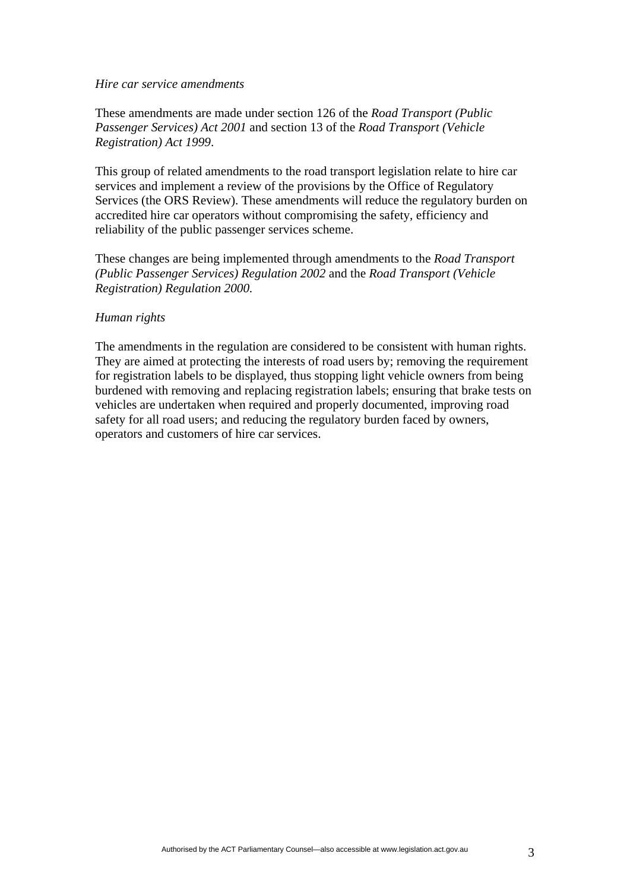*Hire car service amendments*

These amendments are made under section 126 of the *Road Transport (Public Passenger Services) Act 2001* and section 13 of the *Road Transport (Vehicle Registration) Act 1999*.

This group of related amendments to the road transport legislation relate to hire car services and implement a review of the provisions by the Office of Regulatory Services (the ORS Review). These amendments will reduce the regulatory burden on accredited hire car operators without compromising the safety, efficiency and reliability of the public passenger services scheme.

These changes are being implemented through amendments to the *Road Transport (Public Passenger Services) Regulation 2002* and the *Road Transport (Vehicle Registration) Regulation 2000.*

*Human rights*

The amendments in the regulation are considered to be consistent with human rights. They are aimed at protecting the interests of road users by; removing the requirement for registration labels to be displayed, thus stopping light vehicle owners from being burdened with removing and replacing registration labels; ensuring that brake tests on vehicles are undertaken when required and properly documented, improving road safety for all road users; and reducing the regulatory burden faced by owners, operators and customers of hire car services.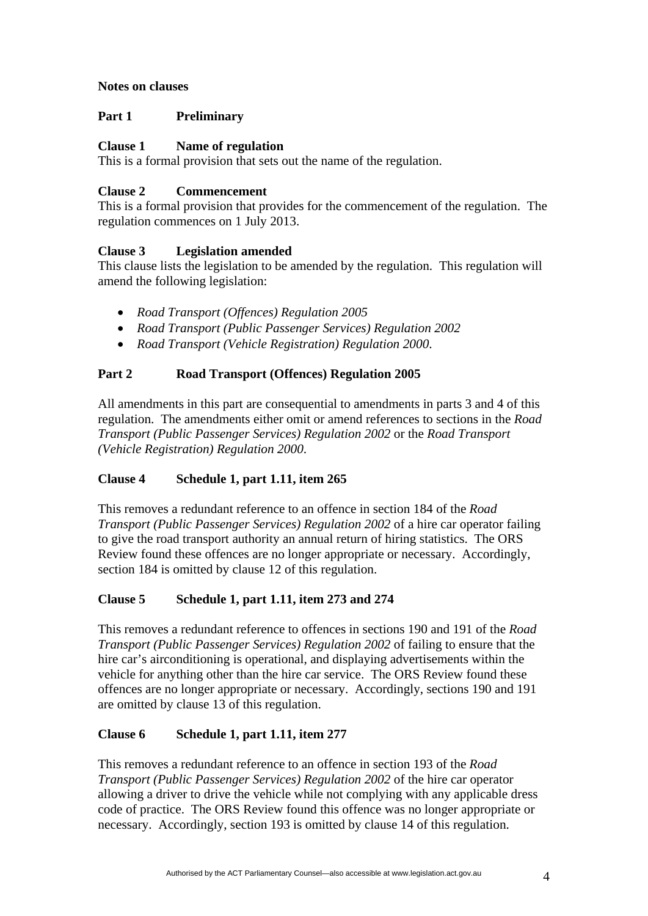**Notes on clauses**

## Part 1 Preliminary

### Clause 1 Name of regulation

This is a formal provision that sets out the name of the regulation.

### Clause 2 Commencement

This is a formal provision that provides for the commencement of the regulation. The regulation commences on 1 July 2013.

### Clause 3 Legislation amended

This clause lists the legislation to be amended by the regulation. This regulation will amend the following legislation:

- *Road Transport (Offences) Regulation 2005*
- *Road Transport (Public Passenger Services) Regulation 2002*
- *Road Transport (Vehicle Registration) Regulation 2000*.

## Part 2 Road Transport (Offences) Regulation 2005

All amendments in this part are consequential to amendments in parts 3 and 4 of this regulation. The amendments either omit or amend references to sections in the *Road Transport (Public Passenger Services) Regulation 2002* or the *Road Transport (Vehicle Registration) Regulation 2000*.

### Clause 4 Schedule 1, part 1.11, item 265

This removes a redundant reference to an offence in section 184 of the *Road Transport (Public Passenger Services) Regulation 2002* of a hire car operator failing to give the road transport authority an annual return of hiring statistics. The ORS Review found these offences are no longer appropriate or necessary. Accordingly, section 184 is omitted by clause 12 of this regulation.

### Clause 5 Schedule 1, part 1.11, item 273 and 274

This removes a redundant reference to offences in sections 190 and 191 of the *Road Transport (Public Passenger Services) Regulation 2002* of failing to ensure that the hire car's airconditioning is operational, and displaying advertisements within the vehicle for anything other than the hire car service. The ORS Review found these offences are no longer appropriate or necessary. Accordingly, sections 190 and 191 are omitted by clause 13 of this regulation.

### Clause 6 Schedule 1, part 1.11, item 277

This removes a redundant reference to an offence in section 193 of the *Road Transport (Public Passenger Services) Regulation 2002* of the hire car operator allowing a driver to drive the vehicle while not complying with any applicable dress code of practice. The ORS Review found this offence was no longer appropriate or necessary. Accordingly, section 193 is omitted by clause 14 of this regulation.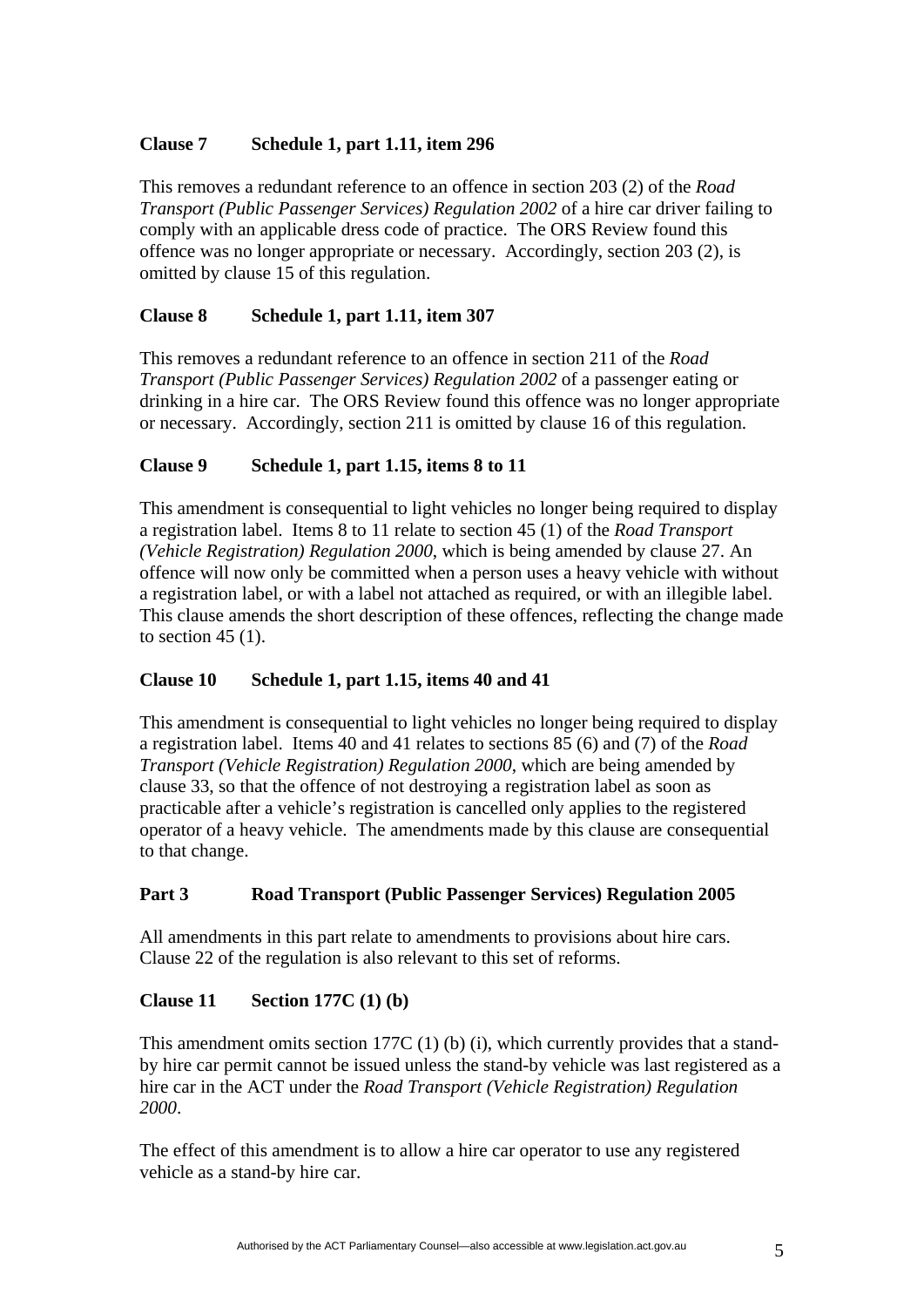**Clause 7 Schedule 1, part 1.11, item 296**

This removes a redundant reference to an offence in section 203 (2) of the *Road Transport (Public Passenger Services) Regulation 2002* of a hire car driver failing to comply with an applicable dress code of practice. The ORS Review found this offence was no longer appropriate or necessary. Accordingly, section 203 (2), is omitted by clause 15 of this regulation.

**Clause 8 Schedule 1, part 1.11, item 307**

This removes a redundant reference to an offence in section 211 of the *Road Transport (Public Passenger Services) Regulation 2002* of a passenger eating or drinking in a hire car. The ORS Review found this offence was no longer appropriate or necessary. Accordingly, section 211 is omitted by clause 16 of this regulation.

**Clause 9 Schedule 1, part 1.15, items 8 to 11**

This amendment is consequential to light vehicles no longer being required to display a registration label. Items 8 to 11 relate to section 45 (1) of the *Road Transport (Vehicle Registration) Regulation 2000*, which is being amended by clause 27. An offence will now only be committed when a person uses a heavy vehicle with without a registration label, or with a label not attached as required, or with an illegible label. This clause amends the short description of these offences, reflecting the change made to section 45 (1).

**Clause 10 Schedule 1, part 1.15, items 40 and 41**

This amendment is consequential to light vehicles no longer being required to display a registration label. Items 40 and 41 relates to sections 85 (6) and (7) of the *Road Transport (Vehicle Registration) Regulation 2000*, which are being amended by clause 33, so that the offence of not destroying a registration label as soon as practicable after a vehicle's registration is cancelled only applies to the registered operator of a heavy vehicle. The amendments made by this clause are consequential to that change.

**Part 3 Road Transport (Public Passenger Services) Regulation 2005**

All amendments in this part relate to amendments to provisions about hire cars. Clause 22 of the regulation is also relevant to this set of reforms.

**Clause 11 Section 177C (1) (b)**

This amendment omits section 177C (1) (b) (i), which currently provides that a stand-by hire car permit cannot be issued unless the stand-by vehicle was last registered as a hire car in the ACT under the *Road Transport (Vehicle Registration) Regulation 2000*.

The effect of this amendment is to allow a hire car operator to use any registered vehicle as a stand-by hire car.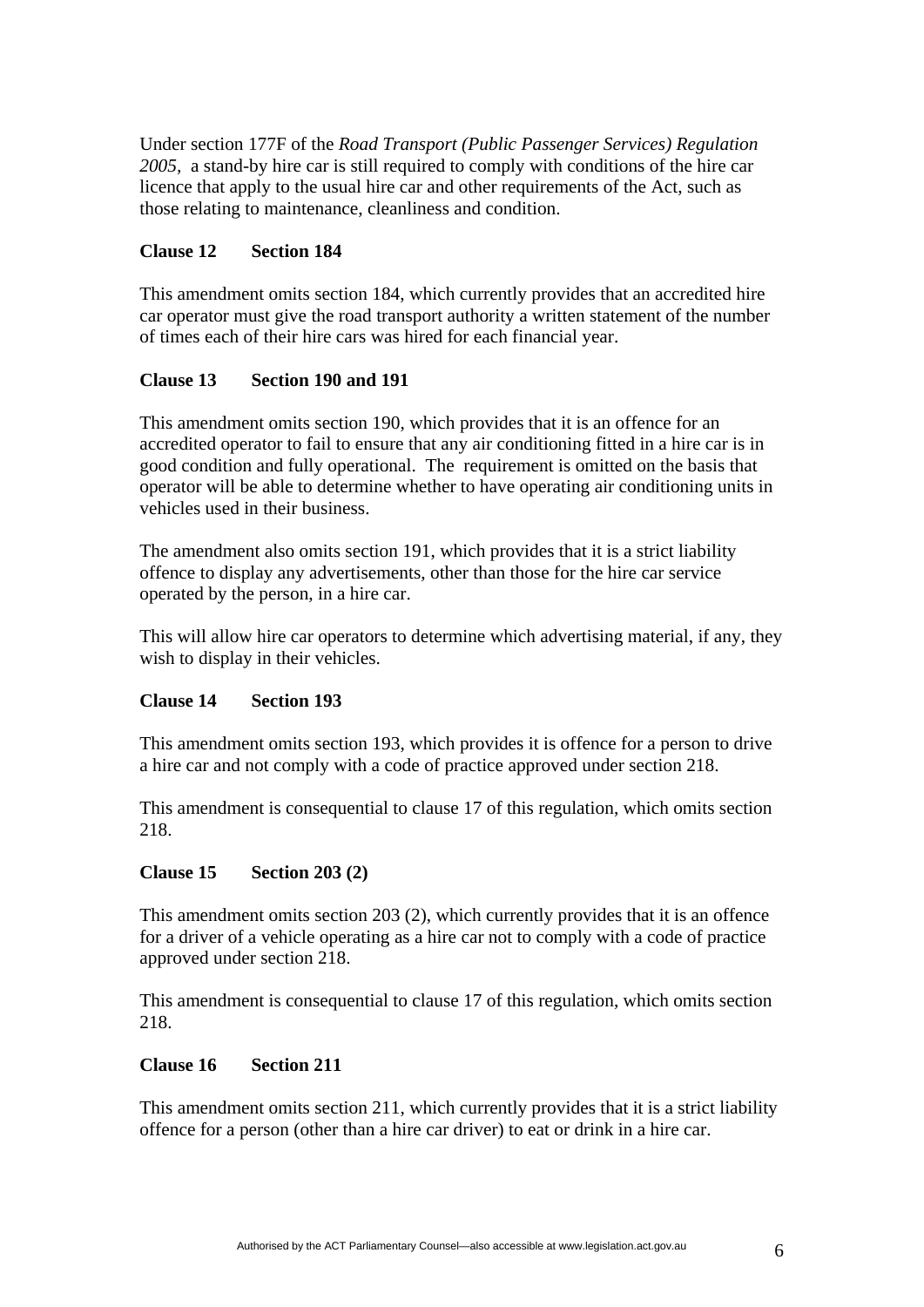Under section 177F of the *Road Transport (Public Passenger Services) Regulation 2005*, a stand-by hire car is still required to comply with conditions of the hire car licence that apply to the usual hire car and other requirements of the Act, such as those relating to maintenance, cleanliness and condition.

**Clause 12 Section 184**

This amendment omits section 184, which currently provides that an accredited hire car operator must give the road transport authority a written statement of the number of times each of their hire cars was hired for each financial year.

**Clause 13 Section 190 and 191**

This amendment omits section 190, which provides that it is an offence for an accredited operator to fail to ensure that any air conditioning fitted in a hire car is in good condition and fully operational. The requirement is omitted on the basis that operator will be able to determine whether to have operating air conditioning units in vehicles used in their business.

The amendment also omits section 191, which provides that it is a strict liability offence to display any advertisements, other than those for the hire car service operated by the person, in a hire car.

This will allow hire car operators to determine which advertising material, if any, they wish to display in their vehicles.

**Clause 14 Section 193**

This amendment omits section 193, which provides it is offence for a person to drive a hire car and not comply with a code of practice approved under section 218.

This amendment is consequential to clause 17 of this regulation, which omits section 218.

**Clause 15 Section 203 (2)**

This amendment omits section 203 (2), which currently provides that it is an offence for a driver of a vehicle operating as a hire car not to comply with a code of practice approved under section 218.

This amendment is consequential to clause 17 of this regulation, which omits section 218.

**Clause 16 Section 211**

This amendment omits section 211, which currently provides that it is a strict liability offence for a person (other than a hire car driver) to eat or drink in a hire car.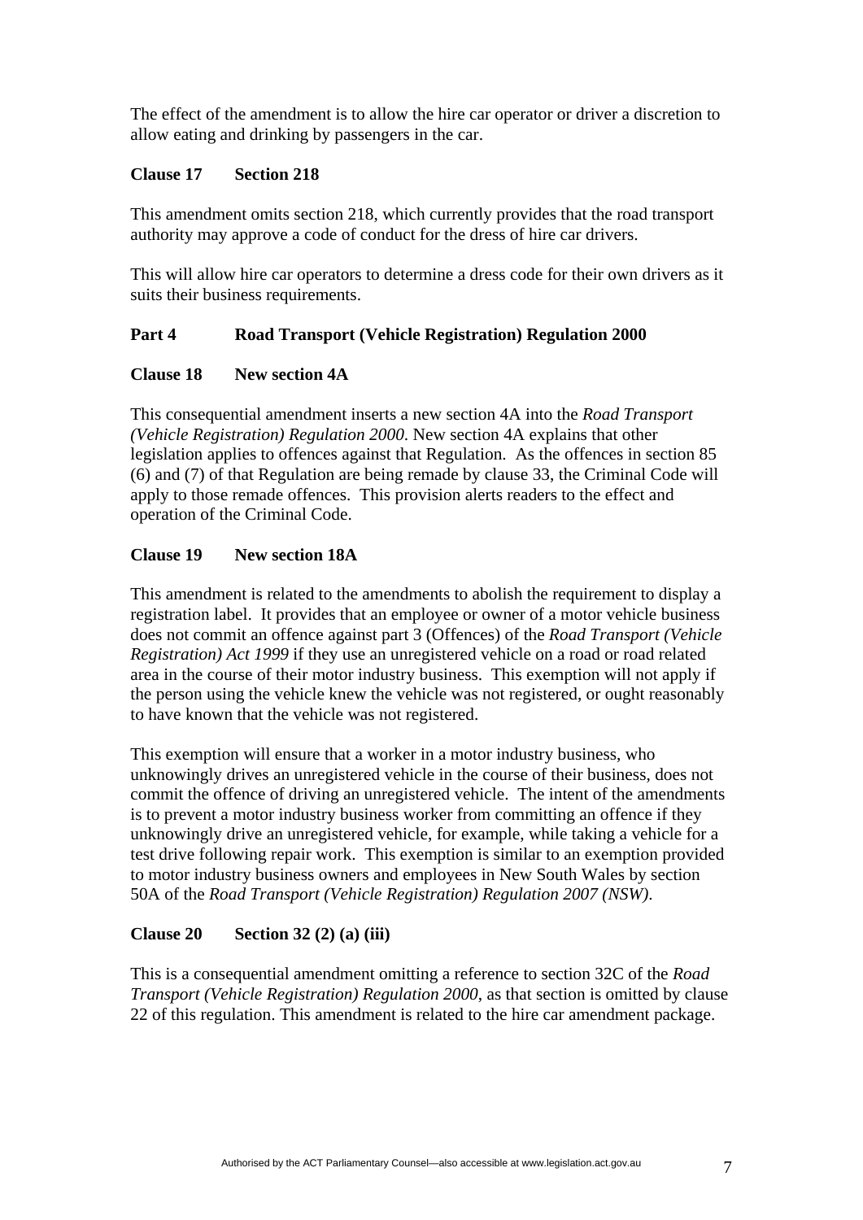The effect of the amendment is to allow the hire car operator or driver a discretion to allow eating and drinking by passengers in the car.

### Clause 17 Section 218

This amendment omits section 218, which currently provides that the road transport authority may approve a code of conduct for the dress of hire car drivers.

This will allow hire car operators to determine a dress code for their own drivers as it suits their business requirements.

## Part 4 Road Transport (Vehicle Registration) Regulation 2000

### Clause 18 New section 4A

This consequential amendment inserts a new section 4A into the *Road Transport (Vehicle Registration) Regulation 2000*. New section 4A explains that other legislation applies to offences against that Regulation. As the offences in section 85 (6) and (7) of that Regulation are being remade by clause 33, the Criminal Code will apply to those remade offences. This provision alerts readers to the effect and operation of the Criminal Code.

### Clause 19 New section 18A

This amendment is related to the amendments to abolish the requirement to display a registration label. It provides that an employee or owner of a motor vehicle business does not commit an offence against part 3 (Offences) of the *Road Transport (Vehicle Registration) Act 1999* if they use an unregistered vehicle on a road or road related area in the course of their motor industry business. This exemption will not apply if the person using the vehicle knew the vehicle was not registered, or ought reasonably to have known that the vehicle was not registered.

This exemption will ensure that a worker in a motor industry business, who unknowingly drives an unregistered vehicle in the course of their business, does not commit the offence of driving an unregistered vehicle. The intent of the amendments is to prevent a motor industry business worker from committing an offence if they unknowingly drive an unregistered vehicle, for example, while taking a vehicle for a test drive following repair work. This exemption is similar to an exemption provided to motor industry business owners and employees in New South Wales by section 50A of the *Road Transport (Vehicle Registration) Regulation 2007 (NSW)*.

### Clause 20 Section 32 (2) (a) (iii)

This is a consequential amendment omitting a reference to section 32C of the *Road Transport (Vehicle Registration) Regulation 2000*, as that section is omitted by clause 22 of this regulation. This amendment is related to the hire car amendment package.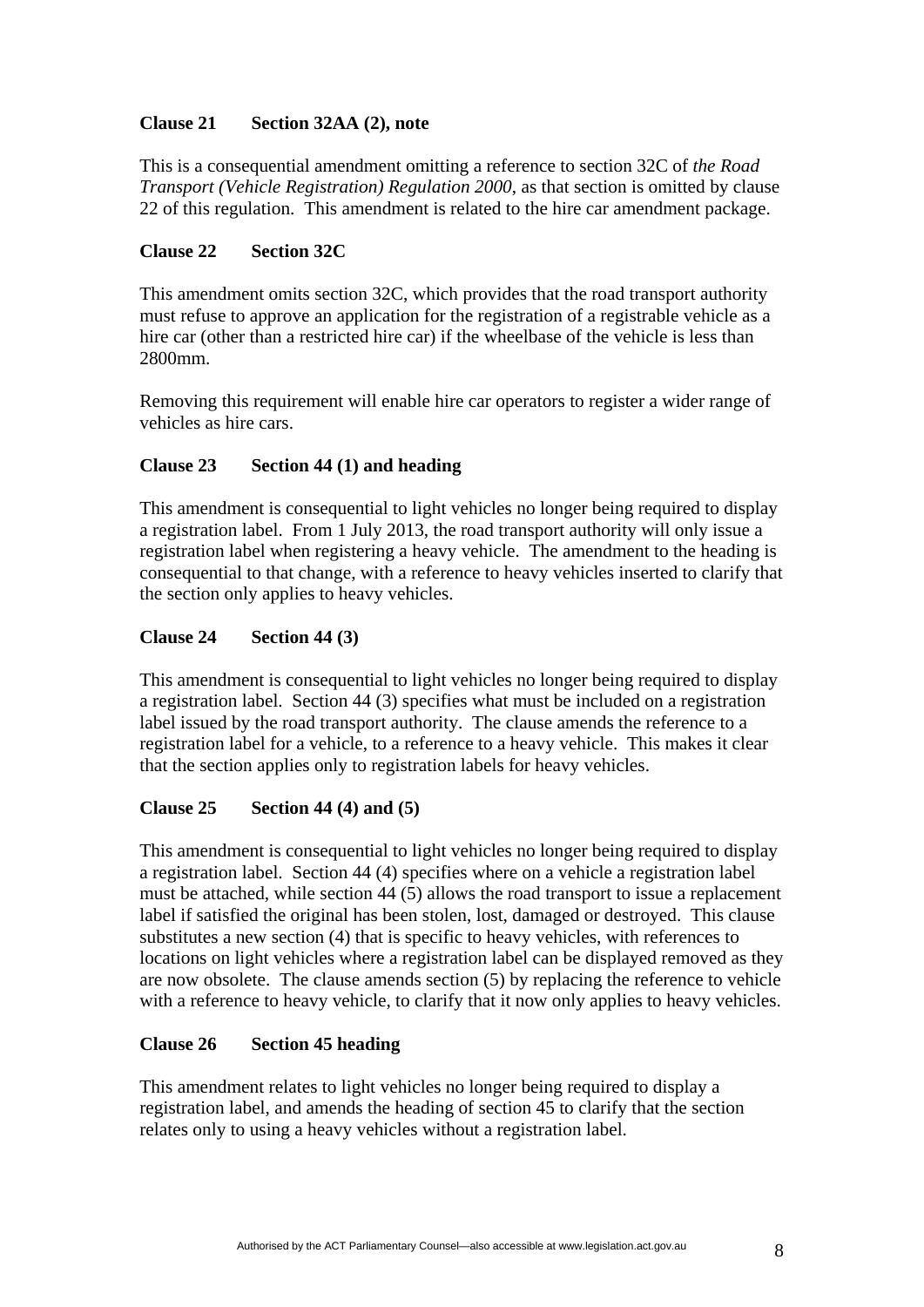**Clause 21 Section 32AA (2), note**

This is a consequential amendment omitting a reference to section 32C of *the Road Transport (Vehicle Registration) Regulation 2000*, as that section is omitted by clause 22 of this regulation. This amendment is related to the hire car amendment package.

**Clause 22 Section 32C**

This amendment omits section 32C, which provides that the road transport authority must refuse to approve an application for the registration of a registrable vehicle as a hire car (other than a restricted hire car) if the wheelbase of the vehicle is less than 2800mm.

Removing this requirement will enable hire car operators to register a wider range of vehicles as hire cars.

**Clause 23 Section 44 (1) and heading**

This amendment is consequential to light vehicles no longer being required to display a registration label. From 1 July 2013, the road transport authority will only issue a registration label when registering a heavy vehicle. The amendment to the heading is consequential to that change, with a reference to heavy vehicles inserted to clarify that the section only applies to heavy vehicles.

**Clause 24 Section 44 (3)**

This amendment is consequential to light vehicles no longer being required to display a registration label. Section 44 (3) specifies what must be included on a registration label issued by the road transport authority. The clause amends the reference to a registration label for a vehicle, to a reference to a heavy vehicle. This makes it clear that the section applies only to registration labels for heavy vehicles.

**Clause 25 Section 44 (4) and (5)**

This amendment is consequential to light vehicles no longer being required to display a registration label. Section 44 (4) specifies where on a vehicle a registration label must be attached, while section 44 (5) allows the road transport to issue a replacement label if satisfied the original has been stolen, lost, damaged or destroyed. This clause substitutes a new section (4) that is specific to heavy vehicles, with references to locations on light vehicles where a registration label can be displayed removed as they are now obsolete. The clause amends section (5) by replacing the reference to vehicle with a reference to heavy vehicle, to clarify that it now only applies to heavy vehicles.

**Clause 26 Section 45 heading**

This amendment relates to light vehicles no longer being required to display a registration label, and amends the heading of section 45 to clarify that the section relates only to using a heavy vehicles without a registration label.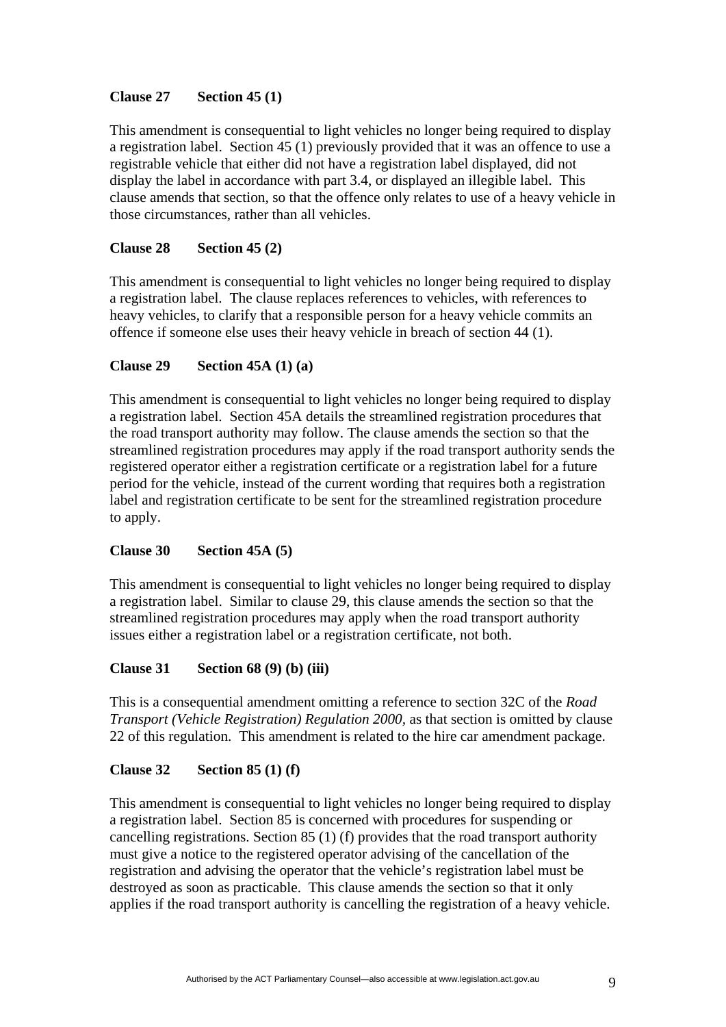**Clause 27 Section 45 (1)**

This amendment is consequential to light vehicles no longer being required to display a registration label. Section 45 (1) previously provided that it was an offence to use a registrable vehicle that either did not have a registration label displayed, did not display the label in accordance with part 3.4, or displayed an illegible label. This clause amends that section, so that the offence only relates to use of a heavy vehicle in those circumstances, rather than all vehicles.

**Clause 28 Section 45 (2)**

This amendment is consequential to light vehicles no longer being required to display a registration label. The clause replaces references to vehicles, with references to heavy vehicles, to clarify that a responsible person for a heavy vehicle commits an offence if someone else uses their heavy vehicle in breach of section 44 (1).

**Clause 29 Section 45A (1) (a)**

This amendment is consequential to light vehicles no longer being required to display a registration label. Section 45A details the streamlined registration procedures that the road transport authority may follow. The clause amends the section so that the streamlined registration procedures may apply if the road transport authority sends the registered operator either a registration certificate or a registration label for a future period for the vehicle, instead of the current wording that requires both a registration label and registration certificate to be sent for the streamlined registration procedure to apply.

**Clause 30 Section 45A (5)**

This amendment is consequential to light vehicles no longer being required to display a registration label. Similar to clause 29, this clause amends the section so that the streamlined registration procedures may apply when the road transport authority issues either a registration label or a registration certificate, not both.

**Clause 31 Section 68 (9) (b) (iii)**

This is a consequential amendment omitting a reference to section 32C of the *Road Transport (Vehicle Registration) Regulation 2000,* as that section is omitted by clause 22 of this regulation. This amendment is related to the hire car amendment package.

**Clause 32 Section 85 (1) (f)**

This amendment is consequential to light vehicles no longer being required to display a registration label. Section 85 is concerned with procedures for suspending or cancelling registrations. Section 85 (1) (f) provides that the road transport authority must give a notice to the registered operator advising of the cancellation of the registration and advising the operator that the vehicle's registration label must be destroyed as soon as practicable. This clause amends the section so that it only applies if the road transport authority is cancelling the registration of a heavy vehicle.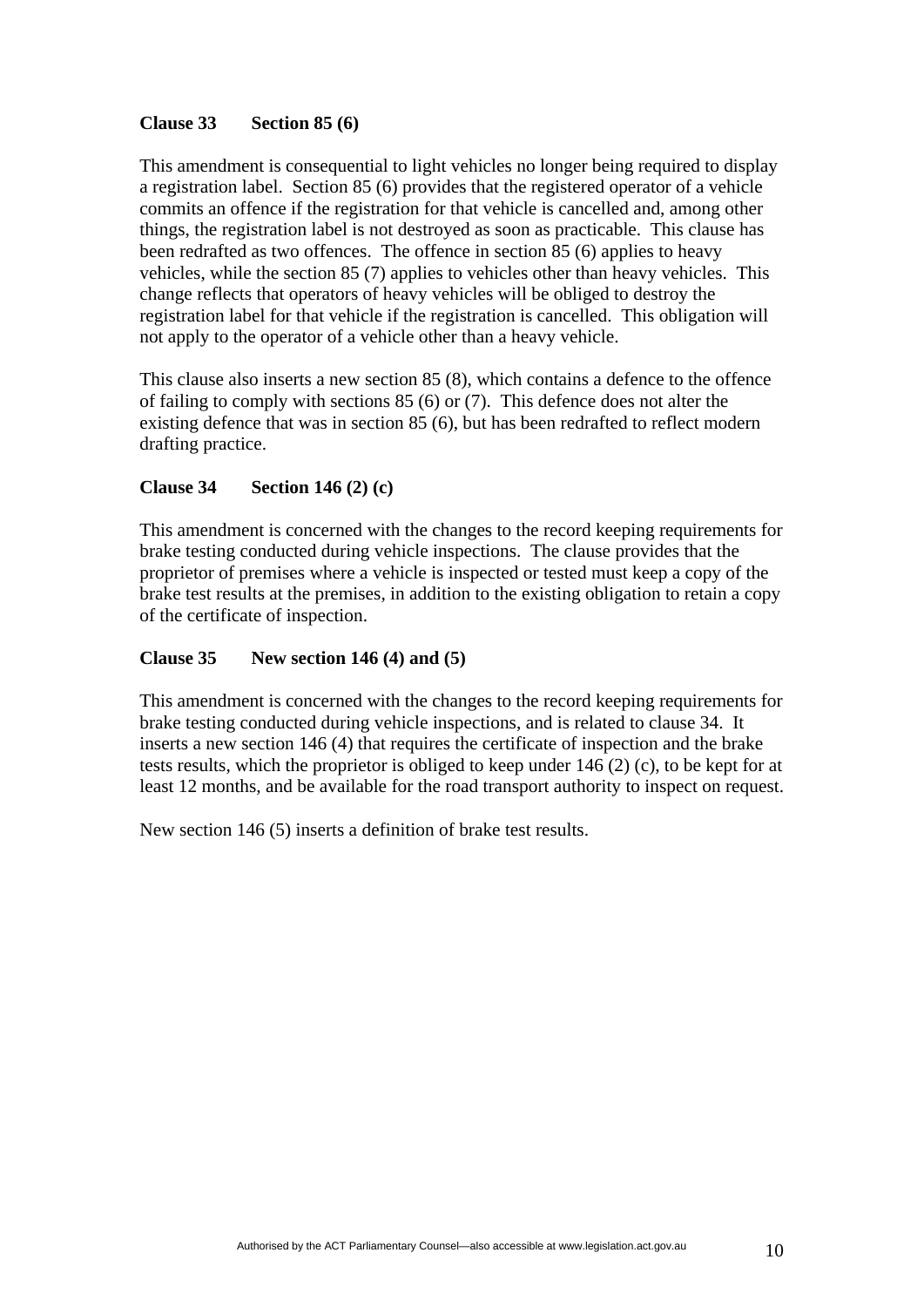**Clause 33 Section 85 (6)**

This amendment is consequential to light vehicles no longer being required to display a registration label. Section 85 (6) provides that the registered operator of a vehicle commits an offence if the registration for that vehicle is cancelled and, among other things, the registration label is not destroyed as soon as practicable. This clause has been redrafted as two offences. The offence in section 85 (6) applies to heavy vehicles, while the section 85 (7) applies to vehicles other than heavy vehicles. This change reflects that operators of heavy vehicles will be obliged to destroy the registration label for that vehicle if the registration is cancelled. This obligation will not apply to the operator of a vehicle other than a heavy vehicle.

This clause also inserts a new section 85 (8), which contains a defence to the offence of failing to comply with sections 85 (6) or (7). This defence does not alter the existing defence that was in section 85 (6), but has been redrafted to reflect modern drafting practice.

**Clause 34 Section 146 (2) (c)**

This amendment is concerned with the changes to the record keeping requirements for brake testing conducted during vehicle inspections. The clause provides that the proprietor of premises where a vehicle is inspected or tested must keep a copy of the brake test results at the premises, in addition to the existing obligation to retain a copy of the certificate of inspection.

**Clause 35 New section 146 (4) and (5)**

This amendment is concerned with the changes to the record keeping requirements for brake testing conducted during vehicle inspections, and is related to clause 34. It inserts a new section 146 (4) that requires the certificate of inspection and the brake tests results, which the proprietor is obliged to keep under 146 (2) (c), to be kept for at least 12 months, and be available for the road transport authority to inspect on request.

New section 146 (5) inserts a definition of brake test results.